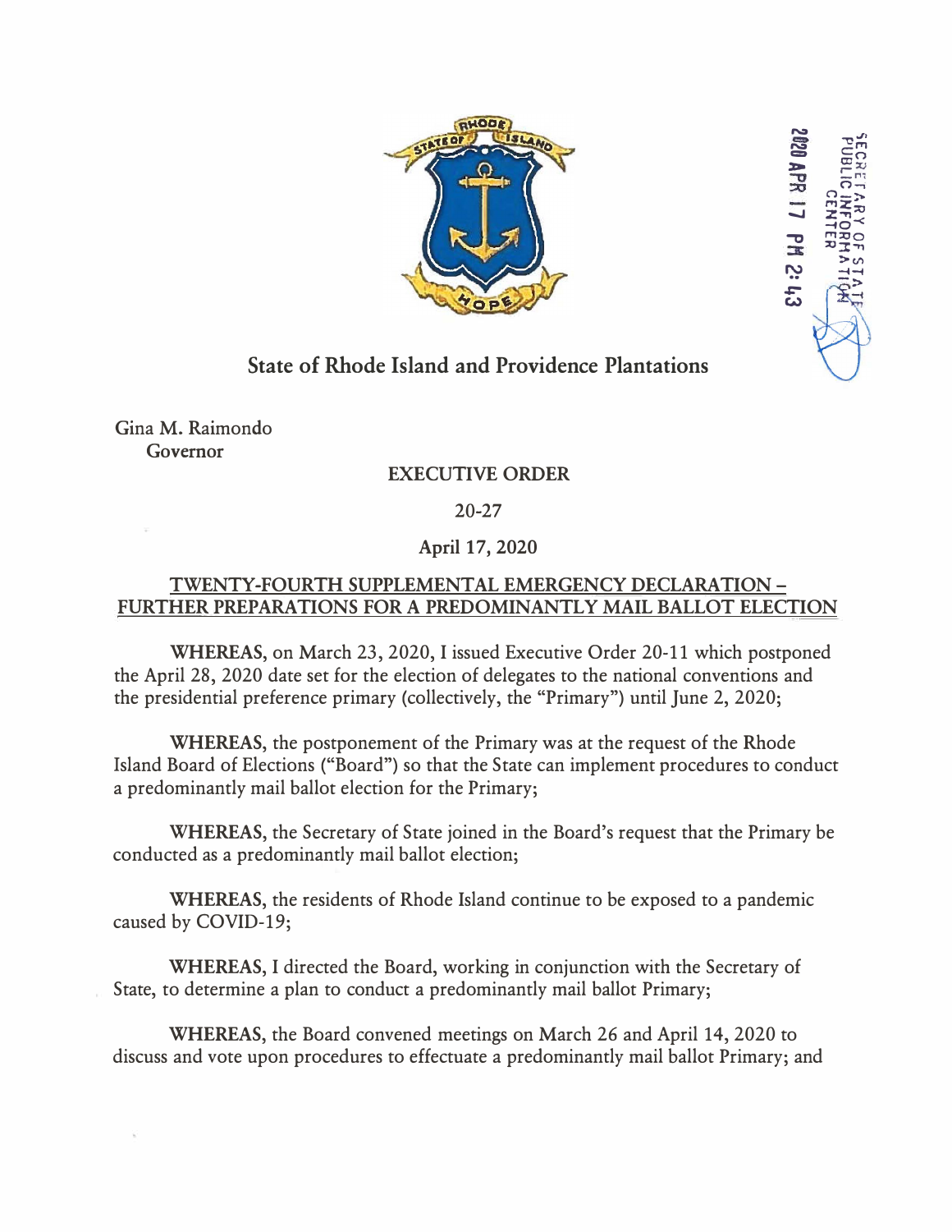**State of Rhode Island and Providence Plantations**

Gina M. Raimondo
Governor

**EXECUTIVE ORDER**

**20-27**

**April 17, 2020**

**TWENTY-FOURTH SUPPLEMENTAL EMERGENCY DECLARATION – FURTHER PREPARATIONS FOR A PREDOMINANTLY MAIL BALLOT ELECTION**

**WHEREAS,** on March 23, 2020, I issued Executive Order 20-11 which postponed the April 28, 2020 date set for the election of delegates to the national conventions and the presidential preference primary (collectively, the "Primary") until June 2, 2020;

**WHEREAS,** the postponement of the Primary was at the request of the Rhode Island Board of Elections ("Board") so that the State can implement procedures to conduct a predominantly mail ballot election for the Primary;

**WHEREAS,** the Secretary of State joined in the Board's request that the Primary be conducted as a predominantly mail ballot election;

**WHEREAS,** the residents of Rhode Island continue to be exposed to a pandemic caused by COVID-19;

**WHEREAS,** I directed the Board, working in conjunction with the Secretary of State, to determine a plan to conduct a predominantly mail ballot Primary;

**WHEREAS,** the Board convened meetings on March 26 and April 14, 2020 to discuss and vote upon procedures to effectuate a predominantly mail ballot Primary; and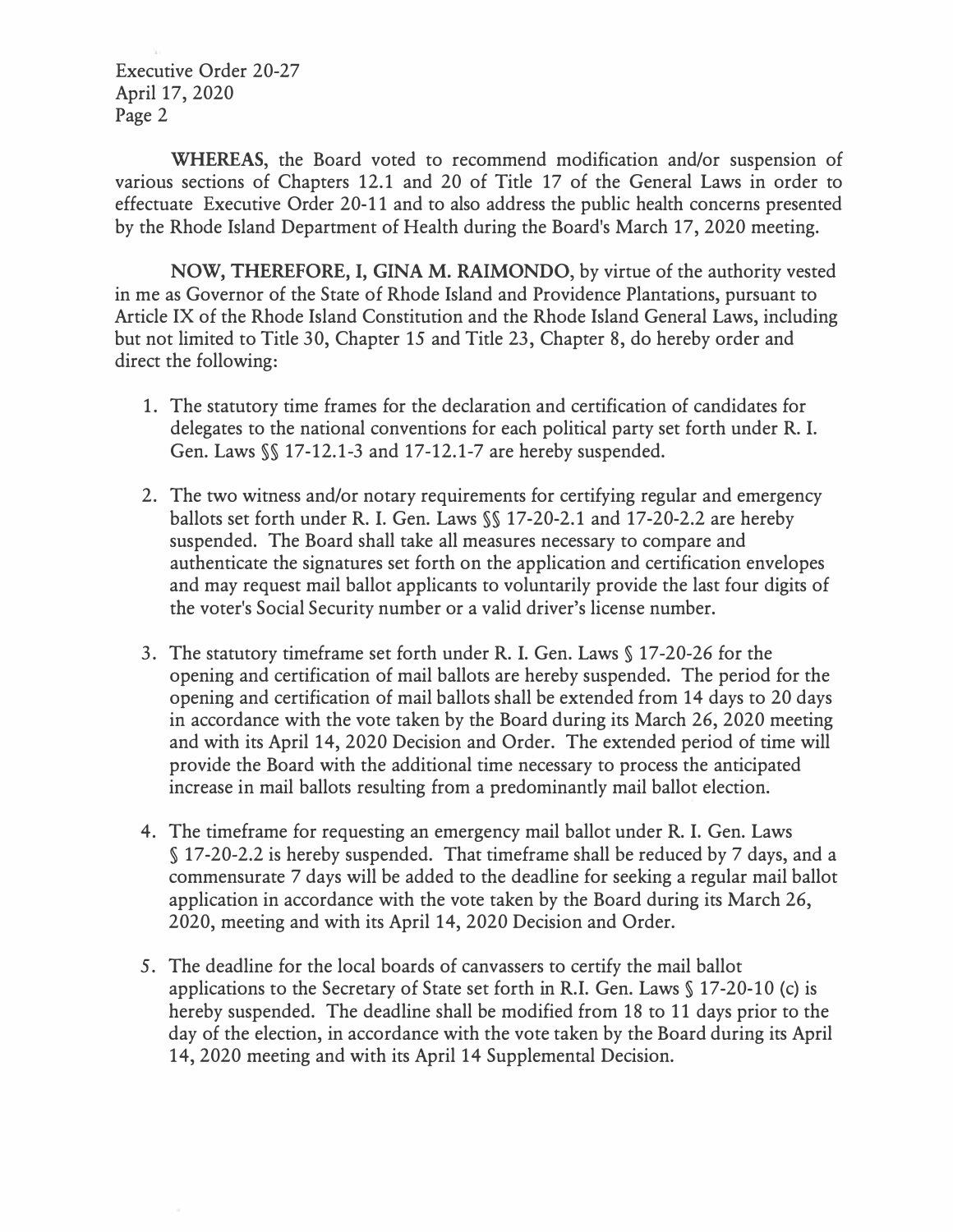**WHEREAS**, the Board voted to recommend modification and/or suspension of various sections of Chapters 12.1 and 20 of Title 17 of the General Laws in order to effectuate Executive Order 20-11 and to also address the public health concerns presented by the Rhode Island Department of Health during the Board's March 17, 2020 meeting.

**NOW, THEREFORE, I, GINA M. RAIMONDO**, by virtue of the authority vested in me as Governor of the State of Rhode Island and Providence Plantations, pursuant to Article IX of the Rhode Island Constitution and the Rhode Island General Laws, including but not limited to Title 30, Chapter 15 and Title 23, Chapter 8, do hereby order and direct the following:

1. The statutory time frames for the declaration and certification of candidates for delegates to the national conventions for each political party set forth under R. I. Gen. Laws §§ 17-12.1-3 and 17-12.1-7 are hereby suspended.

2. The two witness and/or notary requirements for certifying regular and emergency ballots set forth under R. I. Gen. Laws §§ 17-20-2.1 and 17-20-2.2 are hereby suspended. The Board shall take all measures necessary to compare and authenticate the signatures set forth on the application and certification envelopes and may request mail ballot applicants to voluntarily provide the last four digits of the voter's Social Security number or a valid driver's license number.

3. The statutory timeframe set forth under R. I. Gen. Laws § 17-20-26 for the opening and certification of mail ballots are hereby suspended. The period for the opening and certification of mail ballots shall be extended from 14 days to 20 days in accordance with the vote taken by the Board during its March 26, 2020 meeting and with its April 14, 2020 Decision and Order. The extended period of time will provide the Board with the additional time necessary to process the anticipated increase in mail ballots resulting from a predominantly mail ballot election.

4. The timeframe for requesting an emergency mail ballot under R. I. Gen. Laws § 17-20-2.2 is hereby suspended. That timeframe shall be reduced by 7 days, and a commensurate 7 days will be added to the deadline for seeking a regular mail ballot application in accordance with the vote taken by the Board during its March 26, 2020, meeting and with its April 14, 2020 Decision and Order.

5. The deadline for the local boards of canvassers to certify the mail ballot applications to the Secretary of State set forth in R.I. Gen. Laws § 17-20-10 (c) is hereby suspended. The deadline shall be modified from 18 to 11 days prior to the day of the election, in accordance with the vote taken by the Board during its April 14, 2020 meeting and with its April 14 Supplemental Decision.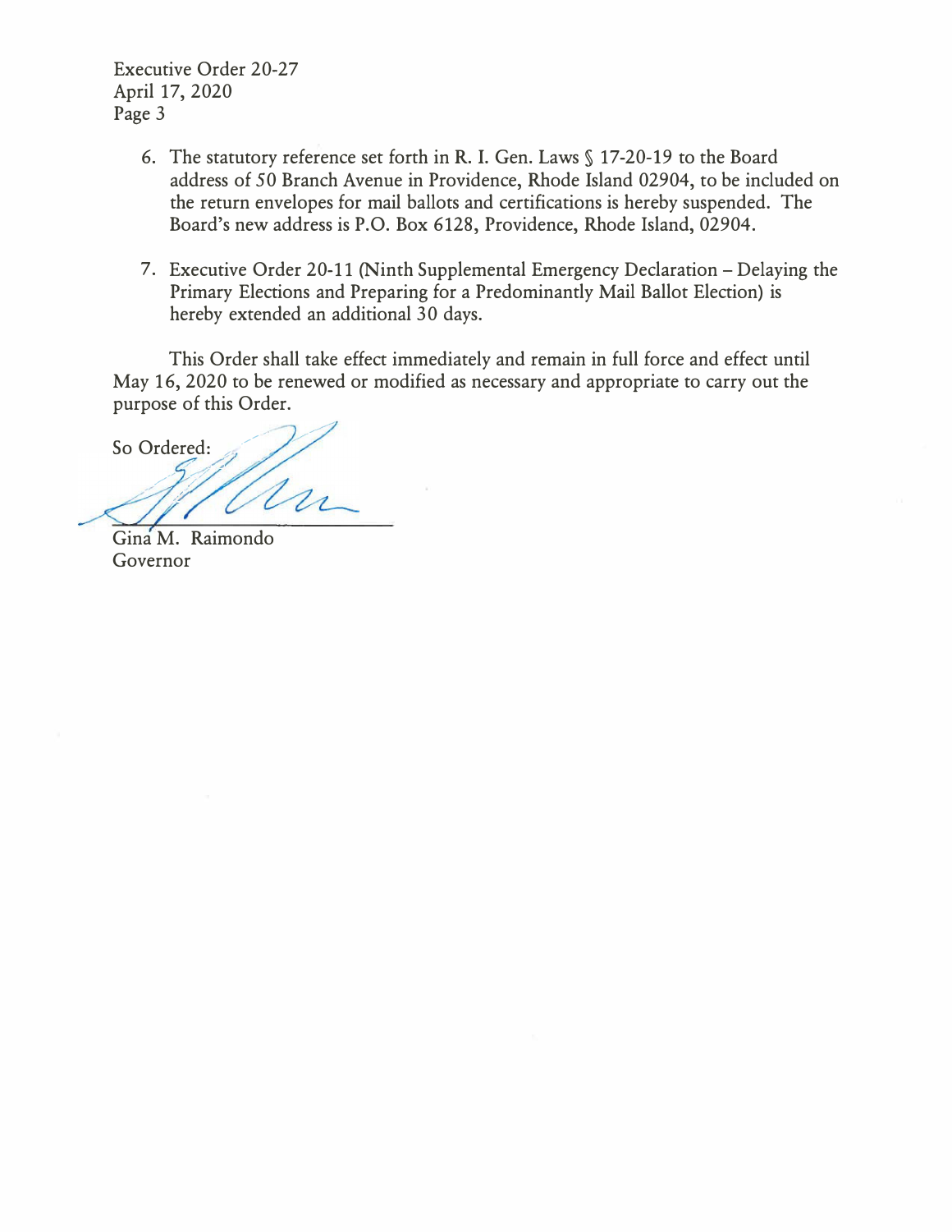6. The statutory reference set forth in R. I. Gen. Laws § 17-20-19 to the Board address of 50 Branch Avenue in Providence, Rhode Island 02904, to be included on the return envelopes for mail ballots and certifications is hereby suspended. The Board's new address is P.O. Box 6128, Providence, Rhode Island, 02904.

7. Executive Order 20-11 (Ninth Supplemental Emergency Declaration – Delaying the Primary Elections and Preparing for a Predominantly Mail Ballot Election) is hereby extended an additional 30 days.

This Order shall take effect immediately and remain in full force and effect until May 16, 2020 to be renewed or modified as necessary and appropriate to carry out the purpose of this Order.

So Ordered:

Gina M. Raimondo
Governor